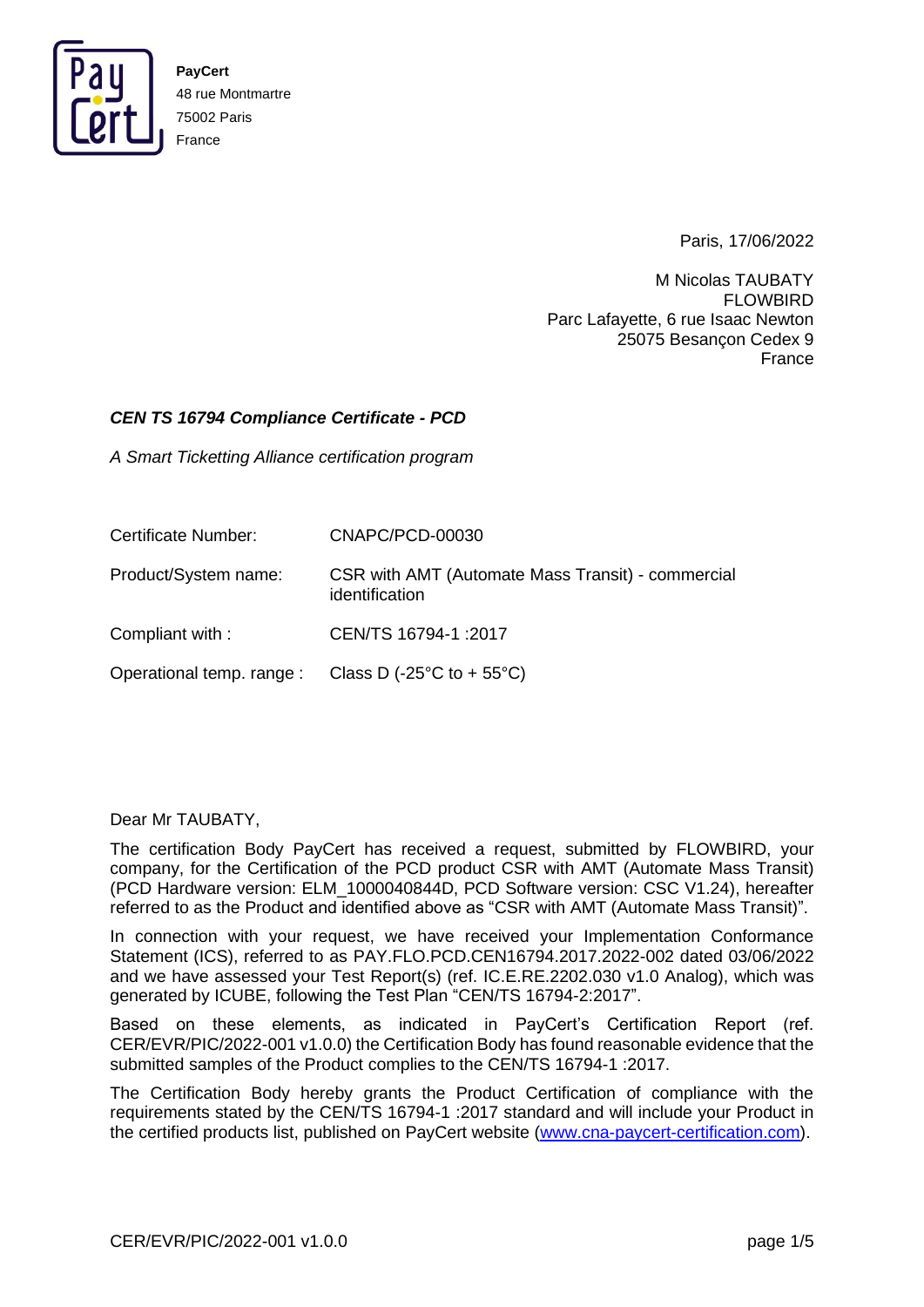**PayCert**
48 rue Montmartre
75002 Paris
France

Paris, 17/06/2022

M Nicolas TAUBATY
FLOWBIRD
Parc Lafayette, 6 rue Isaac Newton
25075 Besançon Cedex 9
France

***CEN TS 16794 Compliance Certificate - PCD***

*A Smart Ticketting Alliance certification program*

| | |
|---|---|
| Certificate Number: | CNAPC/PCD-00030 |
| Product/System name: | CSR with AMT (Automate Mass Transit) - commercial identification |
| Compliant with : | CEN/TS 16794-1 :2017 |
| Operational temp. range : | Class D (-25°C to + 55°C) |

Dear Mr TAUBATY,

The certification Body PayCert has received a request, submitted by FLOWBIRD, your company, for the Certification of the PCD product CSR with AMT (Automate Mass Transit) (PCD Hardware version: ELM_1000040844D, PCD Software version: CSC V1.24), hereafter referred to as the Product and identified above as "CSR with AMT (Automate Mass Transit)".

In connection with your request, we have received your Implementation Conformance Statement (ICS), referred to as PAY.FLO.PCD.CEN16794.2017.2022-002 dated 03/06/2022 and we have assessed your Test Report(s) (ref. IC.E.RE.2202.030 v1.0 Analog), which was generated by ICUBE, following the Test Plan "CEN/TS 16794-2:2017".

Based on these elements, as indicated in PayCert's Certification Report (ref. CER/EVR/PIC/2022-001 v1.0.0) the Certification Body has found reasonable evidence that the submitted samples of the Product complies to the CEN/TS 16794-1 :2017.

The Certification Body hereby grants the Product Certification of compliance with the requirements stated by the CEN/TS 16794-1 :2017 standard and will include your Product in the certified products list, published on PayCert website (www.cna-paycert-certification.com).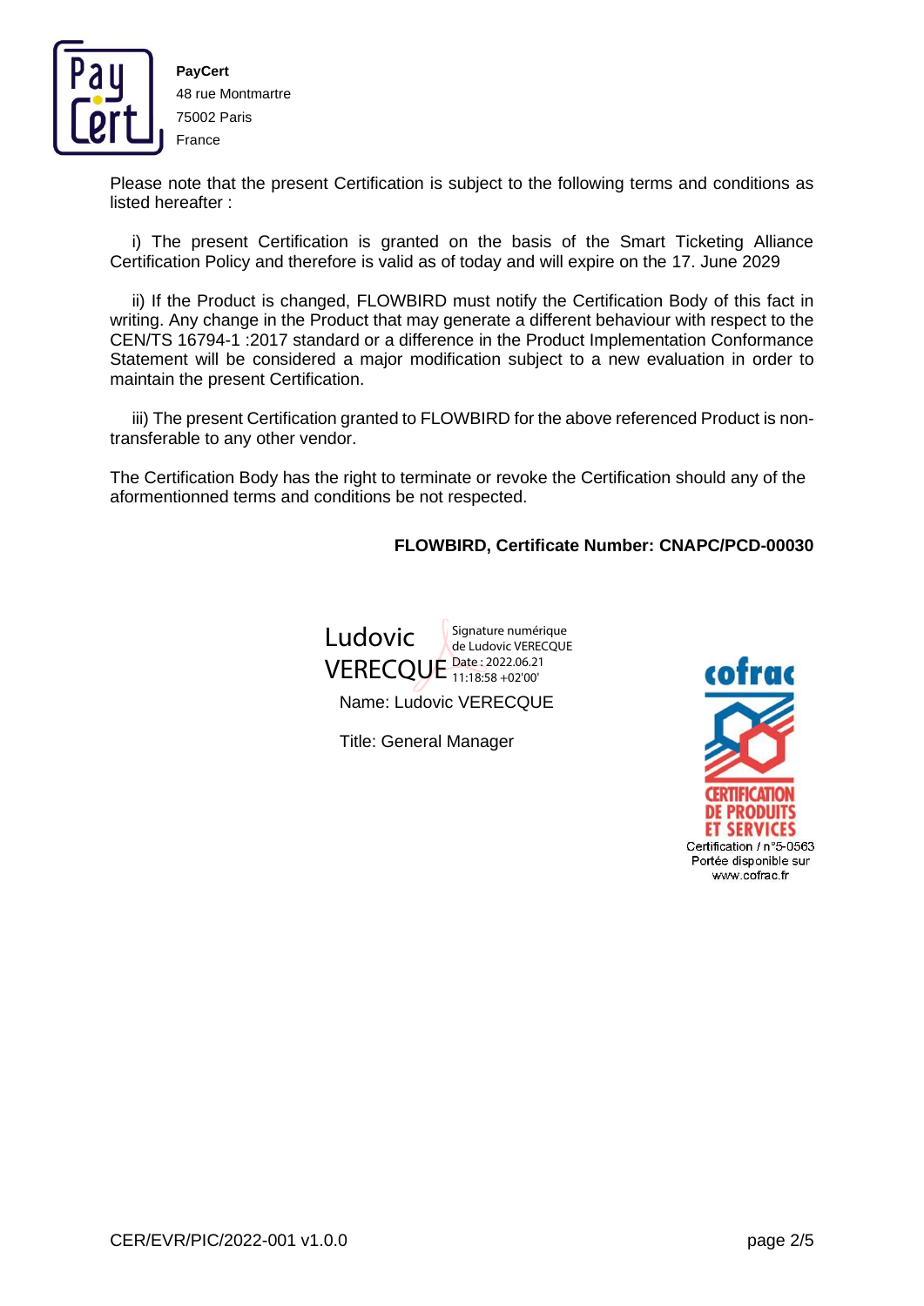**PayCert**
48 rue Montmartre
75002 Paris
France

Please note that the present Certification is subject to the following terms and conditions as listed hereafter :

i) The present Certification is granted on the basis of the Smart Ticketing Alliance Certification Policy and therefore is valid as of today and will expire on the 17. June 2029

ii) If the Product is changed, FLOWBIRD must notify the Certification Body of this fact in writing. Any change in the Product that may generate a different behaviour with respect to the CEN/TS 16794-1 :2017 standard or a difference in the Product Implementation Conformance Statement will be considered a major modification subject to a new evaluation in order to maintain the present Certification.

iii) The present Certification granted to FLOWBIRD for the above referenced Product is non-transferable to any other vendor.

The Certification Body has the right to terminate or revoke the Certification should any of the aformentionned terms and conditions be not respected.

**FLOWBIRD, Certificate Number: CNAPC/PCD-00030**

Ludovic VERECQUE — Signature numérique de Ludovic VERECQUE Date : 2022.06.21 11:18:58 +02'00'

Name: Ludovic VERECQUE

Title: General Manager

cofrac
CERTIFICATION DE PRODUITS ET SERVICES
Certification / n°5-0563
Portée disponible sur www.cofrac.fr

CER/EVR/PIC/2022-001 v1.0.0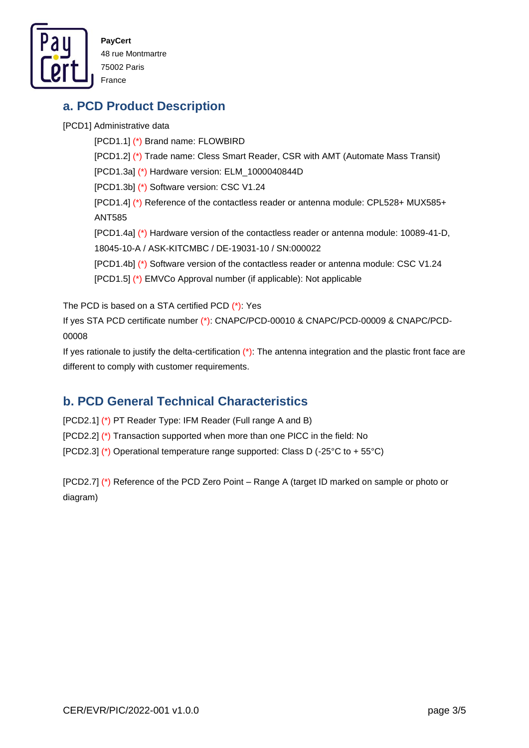PayCert
48 rue Montmartre
75002 Paris
France

## a. PCD Product Description

[PCD1] Administrative data

- [PCD1.1] (*) Brand name: FLOWBIRD
- [PCD1.2] (*) Trade name: Cless Smart Reader, CSR with AMT (Automate Mass Transit)
- [PCD1.3a] (*) Hardware version: ELM_1000040844D
- [PCD1.3b] (*) Software version: CSC V1.24
- [PCD1.4] (*) Reference of the contactless reader or antenna module: CPL528+ MUX585+ ANT585
- [PCD1.4a] (*) Hardware version of the contactless reader or antenna module: 10089-41-D, 18045-10-A / ASK-KITCMBC / DE-19031-10 / SN:000022
- [PCD1.4b] (*) Software version of the contactless reader or antenna module: CSC V1.24
- [PCD1.5] (*) EMVCo Approval number (if applicable): Not applicable

The PCD is based on a STA certified PCD (*): Yes
If yes STA PCD certificate number (*): CNAPC/PCD-00010 & CNAPC/PCD-00009 & CNAPC/PCD-00008
If yes rationale to justify the delta-certification (*): The antenna integration and the plastic front face are different to comply with customer requirements.

## b. PCD General Technical Characteristics

[PCD2.1] (*) PT Reader Type: IFM Reader (Full range A and B)
[PCD2.2] (*) Transaction supported when more than one PICC in the field: No
[PCD2.3] (*) Operational temperature range supported: Class D (-25°C to + 55°C)

[PCD2.7] (*) Reference of the PCD Zero Point – Range A (target ID marked on sample or photo or diagram)

CER/EVR/PIC/2022-001 v1.0.0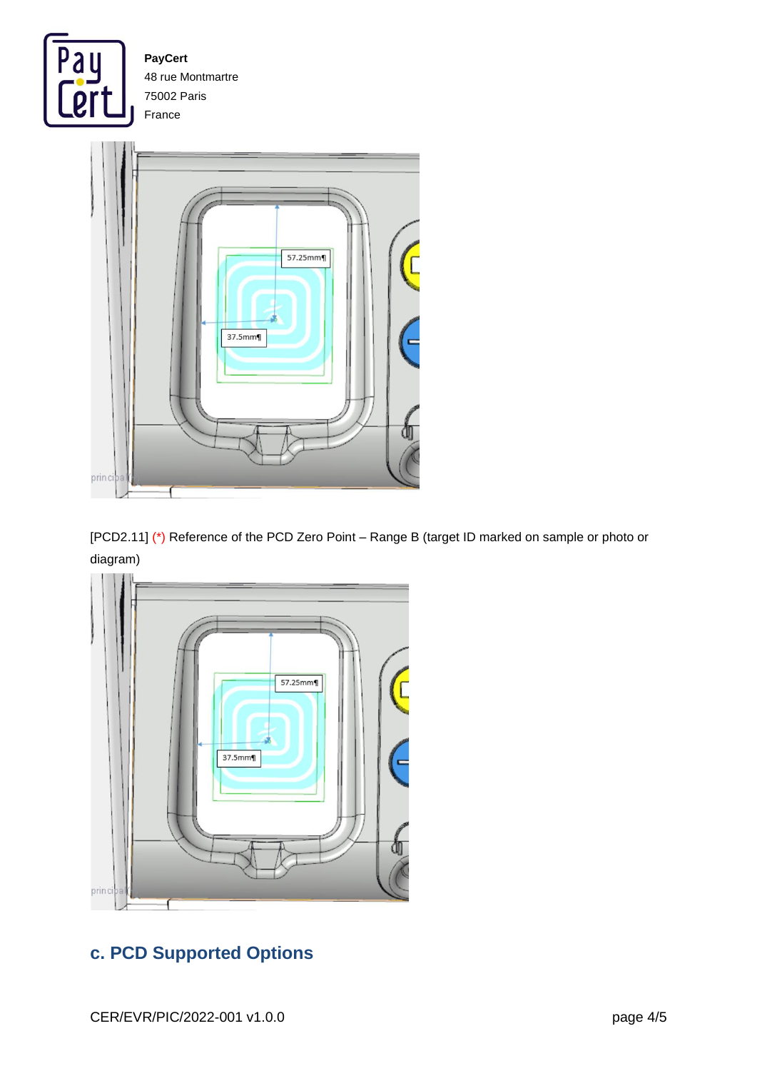[PCD2.11] (*) Reference of the PCD Zero Point – Range B (target ID marked on sample or photo or diagram)

## c. PCD Supported Options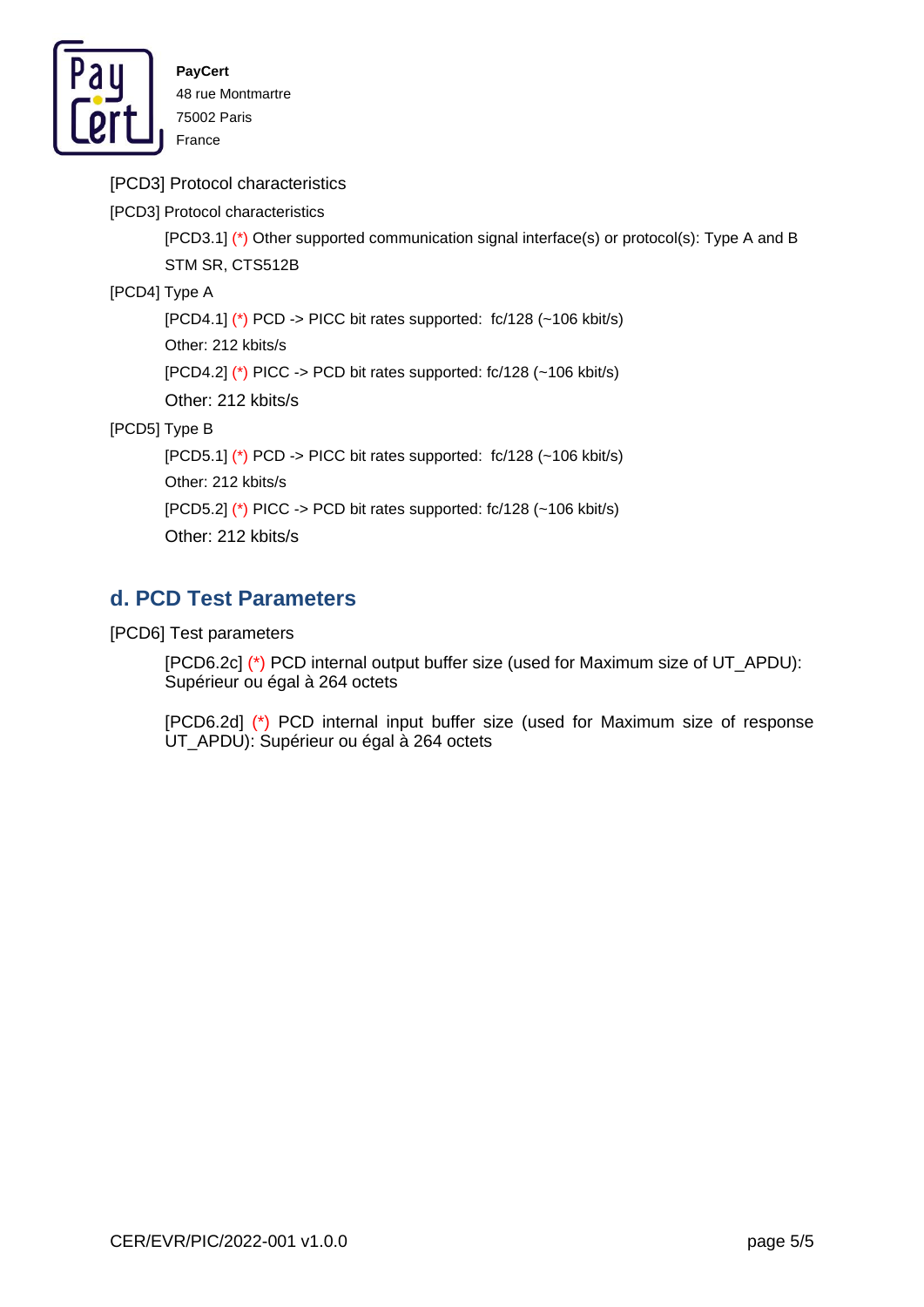[PCD3] Protocol characteristics

[PCD3] Protocol characteristics

[PCD3.1] (*) Other supported communication signal interface(s) or protocol(s): Type A and B STM SR, CTS512B

[PCD4] Type A

[PCD4.1] (*) PCD -> PICC bit rates supported: fc/128 (~106 kbit/s)

Other: 212 kbits/s

[PCD4.2] (*) PICC -> PCD bit rates supported: fc/128 (~106 kbit/s)

Other: 212 kbits/s

[PCD5] Type B

[PCD5.1] (*) PCD -> PICC bit rates supported: fc/128 (~106 kbit/s)

Other: 212 kbits/s

[PCD5.2] (*) PICC -> PCD bit rates supported: fc/128 (~106 kbit/s)

Other: 212 kbits/s

## d. PCD Test Parameters

[PCD6] Test parameters

[PCD6.2c] (*) PCD internal output buffer size (used for Maximum size of UT_APDU): Supérieur ou égal à 264 octets

[PCD6.2d] (*) PCD internal input buffer size (used for Maximum size of response UT_APDU): Supérieur ou égal à 264 octets